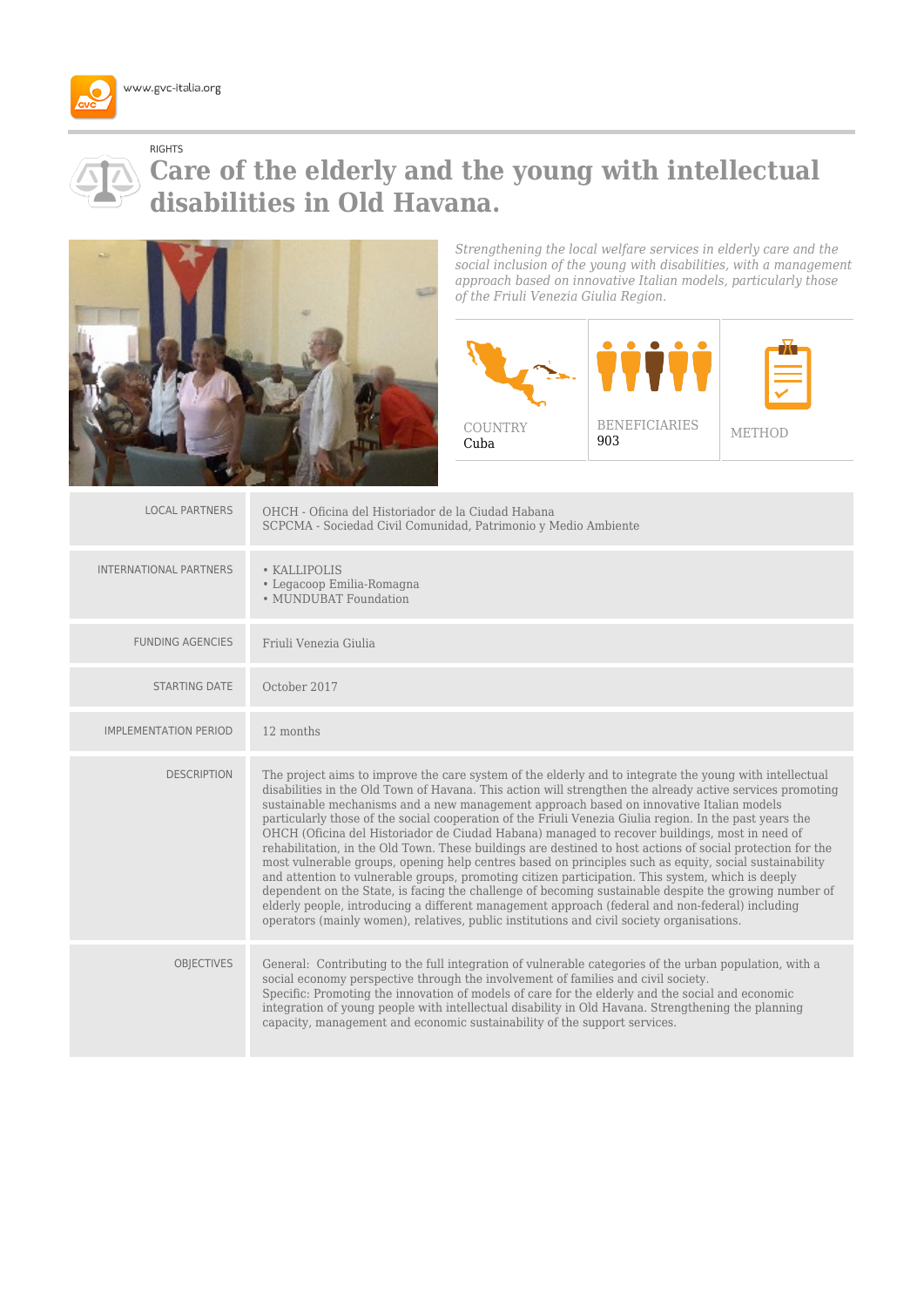www.gvc-italia.org

RIGHTS

# Care of the elderly and the young with intellectual disabilities in Old Havana.

*Strengthening the local welfare services in elderly care and the social inclusion of the young with disabilities, with a management approach based on innovative Italian models, particularly those of the Friuli Venezia Giulia Region.*

| COUNTRY | BENEFICIARIES | METHOD |
|---|---|---|
| Cuba | 903 | |

| | |
|---|---|
| LOCAL PARTNERS | OHCH - Oficina del Historiador de la Ciudad Habana<br>SCPCMA - Sociedad Civil Comunidad, Patrimonio y Medio Ambiente |
| INTERNATIONAL PARTNERS | • KALLIPOLIS<br>• Legacoop Emilia-Romagna<br>• MUNDUBAT Foundation |
| FUNDING AGENCIES | Friuli Venezia Giulia |
| STARTING DATE | October 2017 |
| IMPLEMENTATION PERIOD | 12 months |
| DESCRIPTION | The project aims to improve the care system of the elderly and to integrate the young with intellectual disabilities in the Old Town of Havana. This action will strengthen the already active services promoting sustainable mechanisms and a new management approach based on innovative Italian models particularly those of the social cooperation of the Friuli Venezia Giulia region. In the past years the OHCH (Oficina del Historiador de Ciudad Habana) managed to recover buildings, most in need of rehabilitation, in the Old Town. These buildings are destined to host actions of social protection for the most vulnerable groups, opening help centres based on principles such as equity, social sustainability and attention to vulnerable groups, promoting citizen participation. This system, which is deeply dependent on the State, is facing the challenge of becoming sustainable despite the growing number of elderly people, introducing a different management approach (federal and non-federal) including operators (mainly women), relatives, public institutions and civil society organisations. |
| OBJECTIVES | General: Contributing to the full integration of vulnerable categories of the urban population, with a social economy perspective through the involvement of families and civil society.<br>Specific: Promoting the innovation of models of care for the elderly and the social and economic integration of young people with intellectual disability in Old Havana. Strengthening the planning capacity, management and economic sustainability of the support services. |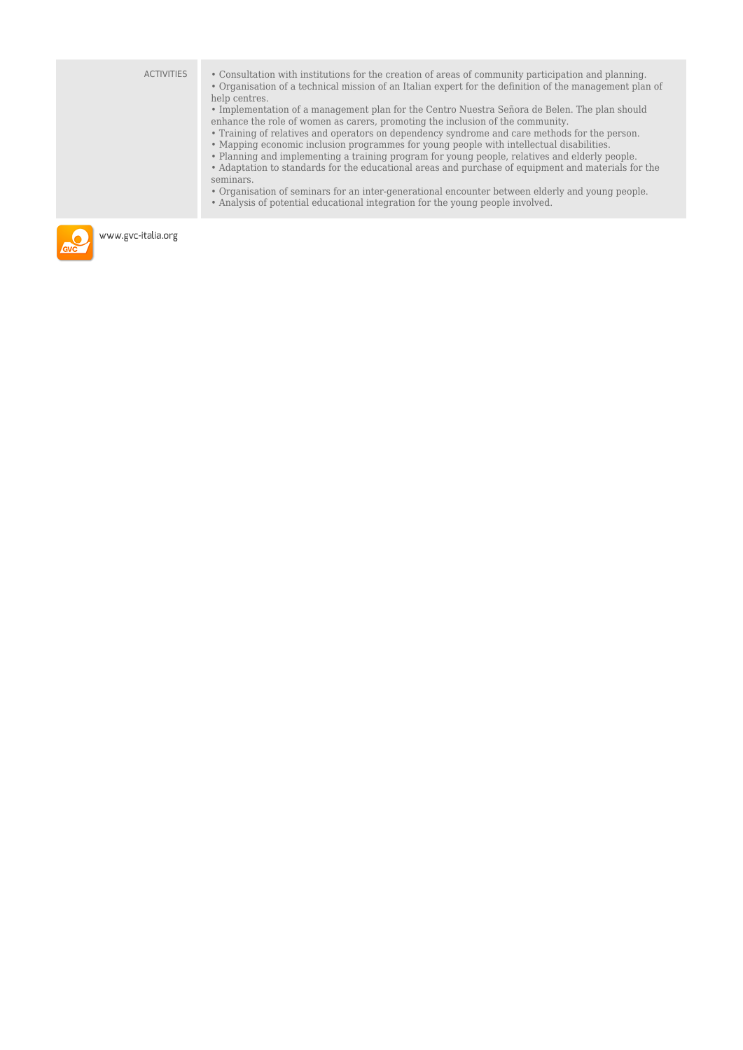| | |
|---|---|
| ACTIVITIES | • Consultation with institutions for the creation of areas of community participation and planning.<br>• Organisation of a technical mission of an Italian expert for the definition of the management plan of help centres.<br>• Implementation of a management plan for the Centro Nuestra Señora de Belen. The plan should enhance the role of women as carers, promoting the inclusion of the community.<br>• Training of relatives and operators on dependency syndrome and care methods for the person.<br>• Mapping economic inclusion programmes for young people with intellectual disabilities.<br>• Planning and implementing a training program for young people, relatives and elderly people.<br>• Adaptation to standards for the educational areas and purchase of equipment and materials for the seminars.<br>• Organisation of seminars for an inter-generational encounter between elderly and young people.<br>• Analysis of potential educational integration for the young people involved. |

www.gvc-italia.org